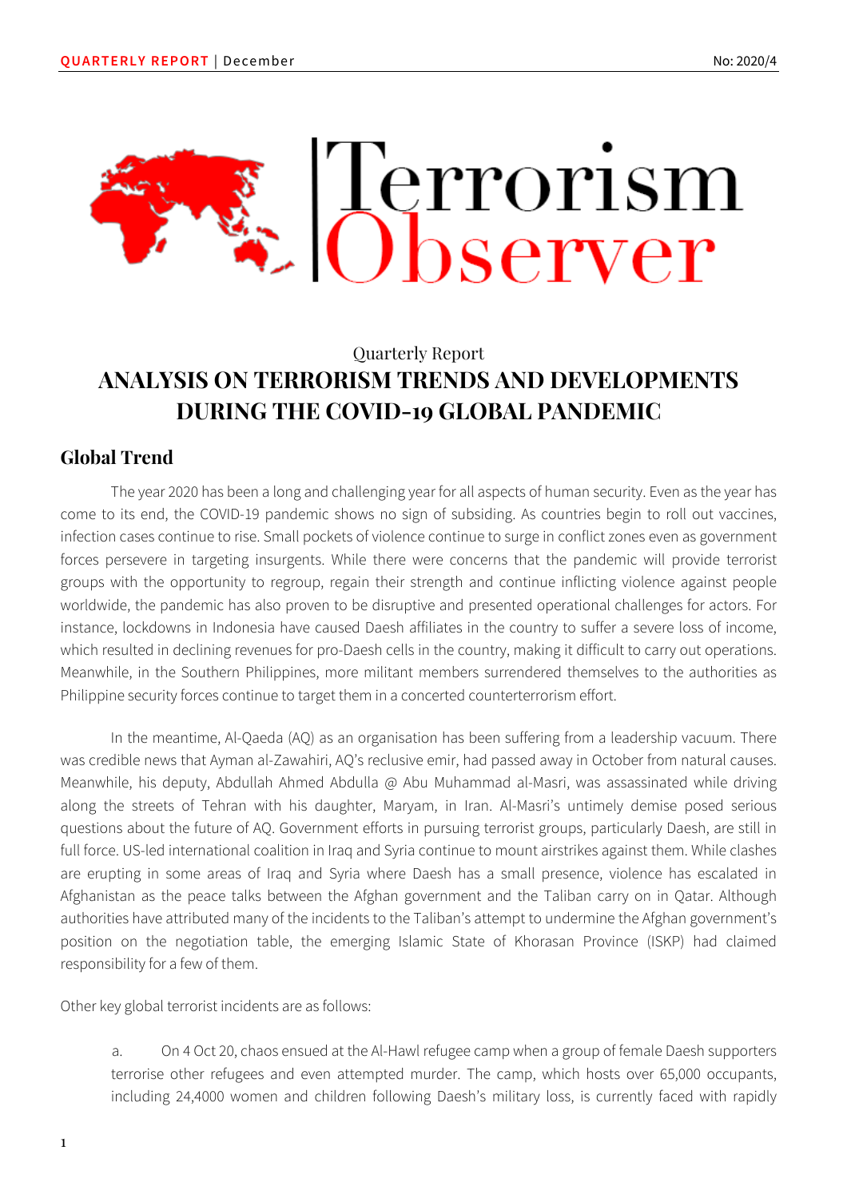# Terrorism Observer

Quarterly Report

## ANALYSIS ON TERRORISM TRENDS AND DEVELOPMENTS DURING THE COVID-19 GLOBAL PANDEMIC

### Global Trend

The year 2020 has been a long and challenging year for all aspects of human security. Even as the year has come to its end, the COVID-19 pandemic shows no sign of subsiding. As countries begin to roll out vaccines, infection cases continue to rise. Small pockets of violence continue to surge in conflict zones even as government forces persevere in targeting insurgents. While there were concerns that the pandemic will provide terrorist groups with the opportunity to regroup, regain their strength and continue inflicting violence against people worldwide, the pandemic has also proven to be disruptive and presented operational challenges for actors. For instance, lockdowns in Indonesia have caused Daesh affiliates in the country to suffer a severe loss of income, which resulted in declining revenues for pro-Daesh cells in the country, making it difficult to carry out operations. Meanwhile, in the Southern Philippines, more militant members surrendered themselves to the authorities as Philippine security forces continue to target them in a concerted counterterrorism effort.

In the meantime, Al-Qaeda (AQ) as an organisation has been suffering from a leadership vacuum. There was credible news that Ayman al-Zawahiri, AQ's reclusive emir, had passed away in October from natural causes. Meanwhile, his deputy, Abdullah Ahmed Abdulla @ Abu Muhammad al-Masri, was assassinated while driving along the streets of Tehran with his daughter, Maryam, in Iran. Al-Masri's untimely demise posed serious questions about the future of AQ. Government efforts in pursuing terrorist groups, particularly Daesh, are still in full force. US-led international coalition in Iraq and Syria continue to mount airstrikes against them. While clashes are erupting in some areas of Iraq and Syria where Daesh has a small presence, violence has escalated in Afghanistan as the peace talks between the Afghan government and the Taliban carry on in Qatar. Although authorities have attributed many of the incidents to the Taliban's attempt to undermine the Afghan government's position on the negotiation table, the emerging Islamic State of Khorasan Province (ISKP) had claimed responsibility for a few of them.

Other key global terrorist incidents are as follows:

a. On 4 Oct 20, chaos ensued at the Al-Hawl refugee camp when a group of female Daesh supporters terrorise other refugees and even attempted murder. The camp, which hosts over 65,000 occupants, including 24,4000 women and children following Daesh's military loss, is currently faced with rapidly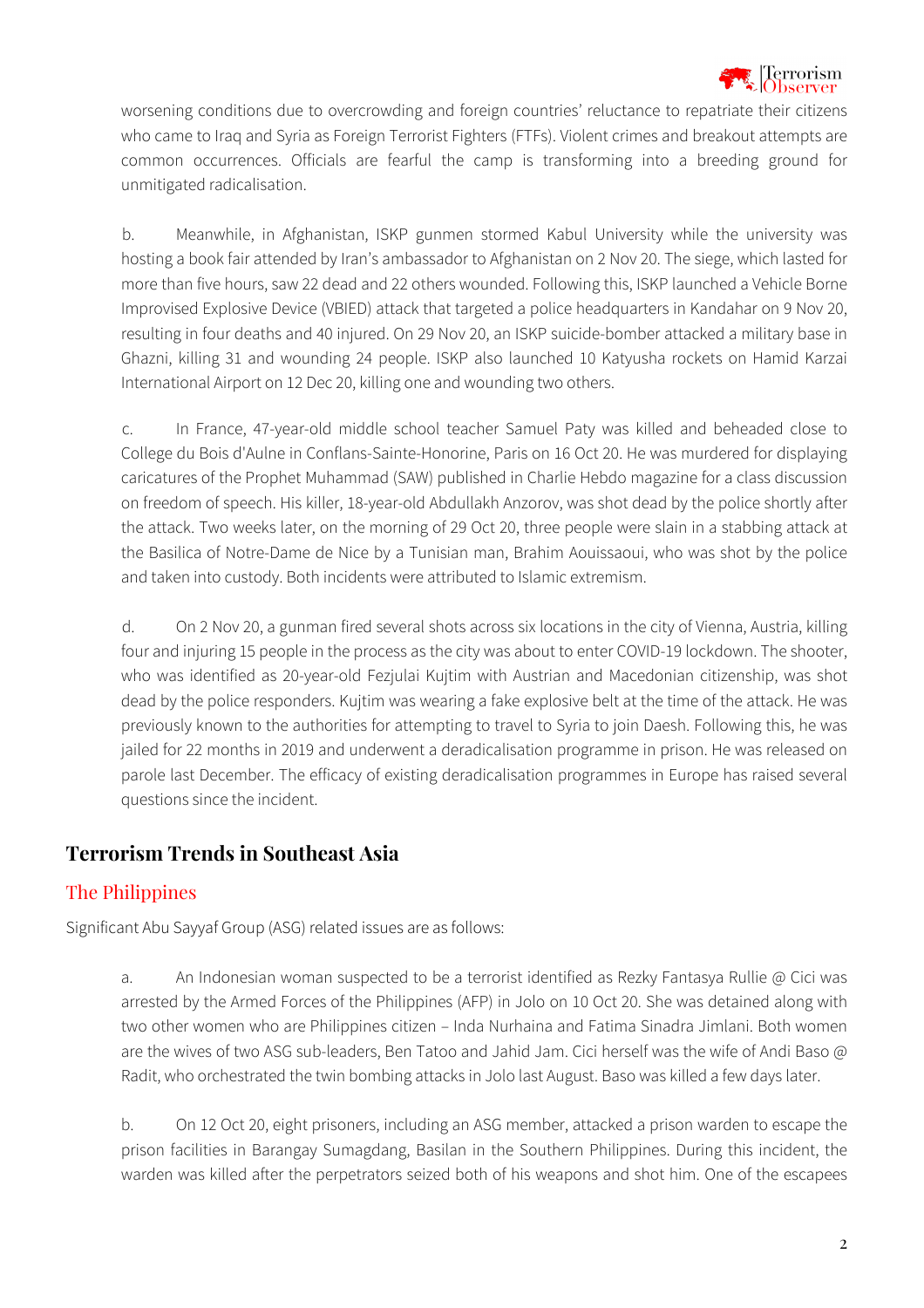worsening conditions due to overcrowding and foreign countries' reluctance to repatriate their citizens who came to Iraq and Syria as Foreign Terrorist Fighters (FTFs). Violent crimes and breakout attempts are common occurrences. Officials are fearful the camp is transforming into a breeding ground for unmitigated radicalisation.

b. Meanwhile, in Afghanistan, ISKP gunmen stormed Kabul University while the university was hosting a book fair attended by Iran's ambassador to Afghanistan on 2 Nov 20. The siege, which lasted for more than five hours, saw 22 dead and 22 others wounded. Following this, ISKP launched a Vehicle Borne Improvised Explosive Device (VBIED) attack that targeted a police headquarters in Kandahar on 9 Nov 20, resulting in four deaths and 40 injured. On 29 Nov 20, an ISKP suicide-bomber attacked a military base in Ghazni, killing 31 and wounding 24 people. ISKP also launched 10 Katyusha rockets on Hamid Karzai International Airport on 12 Dec 20, killing one and wounding two others.

c. In France, 47-year-old middle school teacher Samuel Paty was killed and beheaded close to College du Bois d'Aulne in Conflans-Sainte-Honorine, Paris on 16 Oct 20. He was murdered for displaying caricatures of the Prophet Muhammad (SAW) published in Charlie Hebdo magazine for a class discussion on freedom of speech. His killer, 18-year-old Abdullakh Anzorov, was shot dead by the police shortly after the attack. Two weeks later, on the morning of 29 Oct 20, three people were slain in a stabbing attack at the Basilica of Notre-Dame de Nice by a Tunisian man, Brahim Aouissaoui, who was shot by the police and taken into custody. Both incidents were attributed to Islamic extremism.

d. On 2 Nov 20, a gunman fired several shots across six locations in the city of Vienna, Austria, killing four and injuring 15 people in the process as the city was about to enter COVID-19 lockdown. The shooter, who was identified as 20-year-old Fezjulai Kujtim with Austrian and Macedonian citizenship, was shot dead by the police responders. Kujtim was wearing a fake explosive belt at the time of the attack. He was previously known to the authorities for attempting to travel to Syria to join Daesh. Following this, he was jailed for 22 months in 2019 and underwent a deradicalisation programme in prison. He was released on parole last December. The efficacy of existing deradicalisation programmes in Europe has raised several questions since the incident.

## Terrorism Trends in Southeast Asia

### The Philippines

Significant Abu Sayyaf Group (ASG) related issues are as follows:

a. An Indonesian woman suspected to be a terrorist identified as Rezky Fantasya Rullie @ Cici was arrested by the Armed Forces of the Philippines (AFP) in Jolo on 10 Oct 20. She was detained along with two other women who are Philippines citizen – Inda Nurhaina and Fatima Sinadra Jimlani. Both women are the wives of two ASG sub-leaders, Ben Tatoo and Jahid Jam. Cici herself was the wife of Andi Baso @ Radit, who orchestrated the twin bombing attacks in Jolo last August. Baso was killed a few days later.

b. On 12 Oct 20, eight prisoners, including an ASG member, attacked a prison warden to escape the prison facilities in Barangay Sumagdang, Basilan in the Southern Philippines. During this incident, the warden was killed after the perpetrators seized both of his weapons and shot him. One of the escapees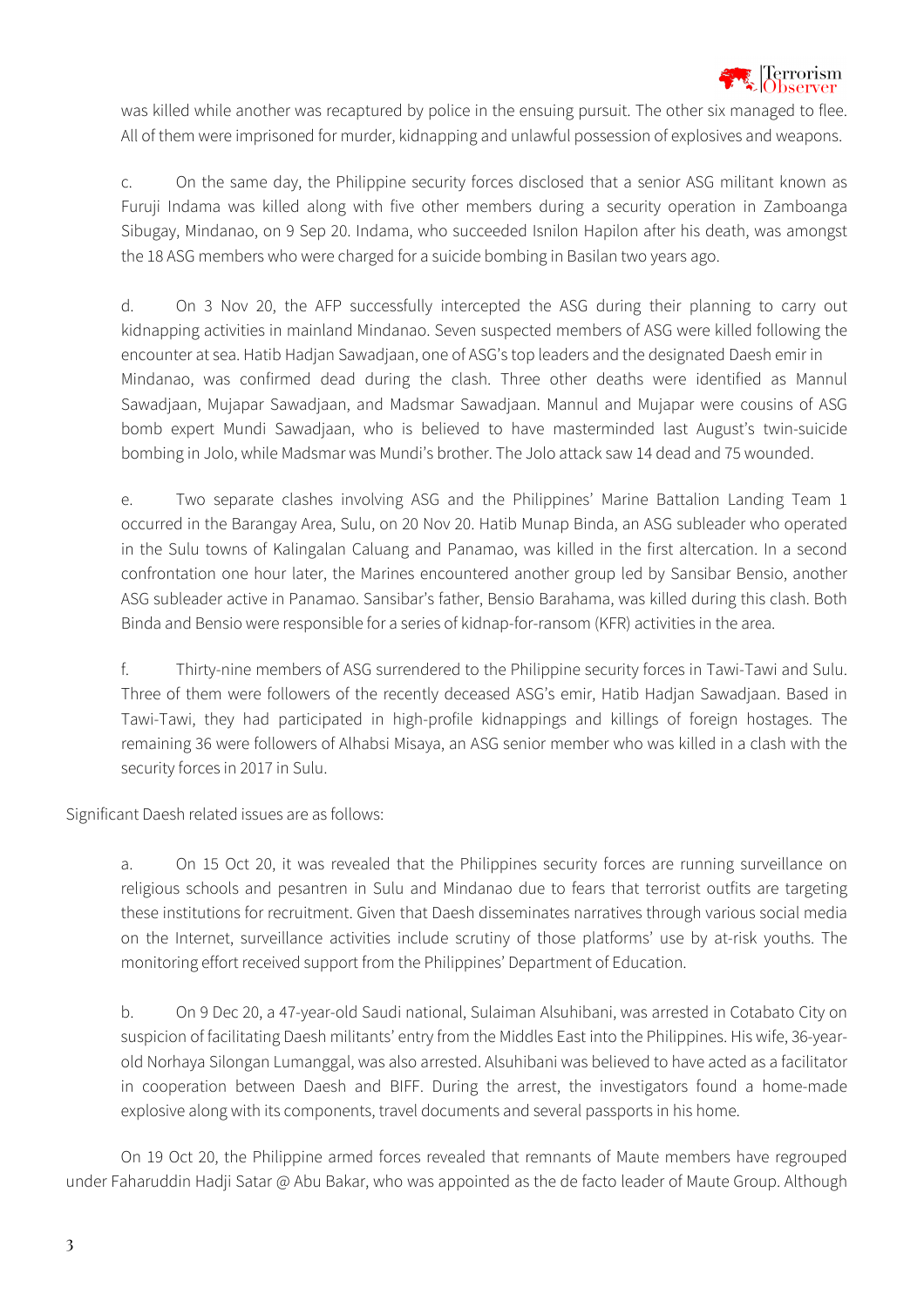was killed while another was recaptured by police in the ensuing pursuit. The other six managed to flee. All of them were imprisoned for murder, kidnapping and unlawful possession of explosives and weapons.

c. On the same day, the Philippine security forces disclosed that a senior ASG militant known as Furuji Indama was killed along with five other members during a security operation in Zamboanga Sibugay, Mindanao, on 9 Sep 20. Indama, who succeeded Isnilon Hapilon after his death, was amongst the 18 ASG members who were charged for a suicide bombing in Basilan two years ago.

d. On 3 Nov 20, the AFP successfully intercepted the ASG during their planning to carry out kidnapping activities in mainland Mindanao. Seven suspected members of ASG were killed following the encounter at sea. Hatib Hadjan Sawadjaan, one of ASG's top leaders and the designated Daesh emir in Mindanao, was confirmed dead during the clash. Three other deaths were identified as Mannul Sawadjaan, Mujapar Sawadjaan, and Madsmar Sawadjaan. Mannul and Mujapar were cousins of ASG bomb expert Mundi Sawadjaan, who is believed to have masterminded last August's twin-suicide bombing in Jolo, while Madsmar was Mundi's brother. The Jolo attack saw 14 dead and 75 wounded.

e. Two separate clashes involving ASG and the Philippines' Marine Battalion Landing Team 1 occurred in the Barangay Area, Sulu, on 20 Nov 20. Hatib Munap Binda, an ASG subleader who operated in the Sulu towns of Kalingalan Caluang and Panamao, was killed in the first altercation. In a second confrontation one hour later, the Marines encountered another group led by Sansibar Bensio, another ASG subleader active in Panamao. Sansibar's father, Bensio Barahama, was killed during this clash. Both Binda and Bensio were responsible for a series of kidnap-for-ransom (KFR) activities in the area.

f. Thirty-nine members of ASG surrendered to the Philippine security forces in Tawi-Tawi and Sulu. Three of them were followers of the recently deceased ASG's emir, Hatib Hadjan Sawadjaan. Based in Tawi-Tawi, they had participated in high-profile kidnappings and killings of foreign hostages. The remaining 36 were followers of Alhabsi Misaya, an ASG senior member who was killed in a clash with the security forces in 2017 in Sulu.

Significant Daesh related issues are as follows:

a. On 15 Oct 20, it was revealed that the Philippines security forces are running surveillance on religious schools and pesantren in Sulu and Mindanao due to fears that terrorist outfits are targeting these institutions for recruitment. Given that Daesh disseminates narratives through various social media on the Internet, surveillance activities include scrutiny of those platforms' use by at-risk youths. The monitoring effort received support from the Philippines' Department of Education.

b. On 9 Dec 20, a 47-year-old Saudi national, Sulaiman Alsuhibani, was arrested in Cotabato City on suspicion of facilitating Daesh militants' entry from the Middles East into the Philippines. His wife, 36-year-old Norhaya Silongan Lumanggal, was also arrested. Alsuhibani was believed to have acted as a facilitator in cooperation between Daesh and BIFF. During the arrest, the investigators found a home-made explosive along with its components, travel documents and several passports in his home.

On 19 Oct 20, the Philippine armed forces revealed that remnants of Maute members have regrouped under Faharuddin Hadji Satar @ Abu Bakar, who was appointed as the de facto leader of Maute Group. Although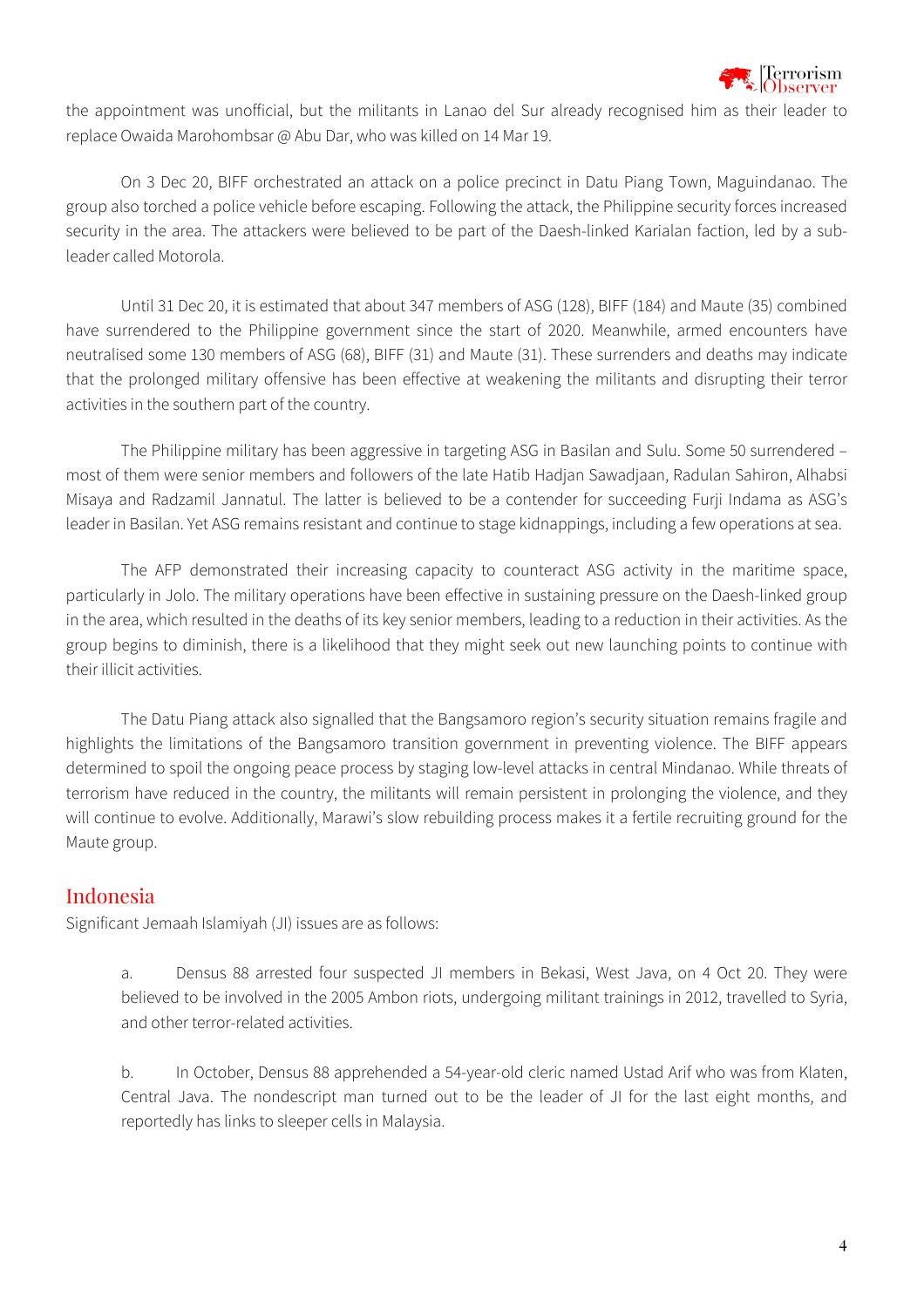the appointment was unofficial, but the militants in Lanao del Sur already recognised him as their leader to replace Owaida Marohombsar @ Abu Dar, who was killed on 14 Mar 19.

On 3 Dec 20, BIFF orchestrated an attack on a police precinct in Datu Piang Town, Maguindanao. The group also torched a police vehicle before escaping. Following the attack, the Philippine security forces increased security in the area. The attackers were believed to be part of the Daesh-linked Karialan faction, led by a sub-leader called Motorola.

Until 31 Dec 20, it is estimated that about 347 members of ASG (128), BIFF (184) and Maute (35) combined have surrendered to the Philippine government since the start of 2020. Meanwhile, armed encounters have neutralised some 130 members of ASG (68), BIFF (31) and Maute (31). These surrenders and deaths may indicate that the prolonged military offensive has been effective at weakening the militants and disrupting their terror activities in the southern part of the country.

The Philippine military has been aggressive in targeting ASG in Basilan and Sulu. Some 50 surrendered – most of them were senior members and followers of the late Hatib Hadjan Sawadjaan, Radulan Sahiron, Alhabsi Misaya and Radzamil Jannatul. The latter is believed to be a contender for succeeding Furji Indama as ASG's leader in Basilan. Yet ASG remains resistant and continue to stage kidnappings, including a few operations at sea.

The AFP demonstrated their increasing capacity to counteract ASG activity in the maritime space, particularly in Jolo. The military operations have been effective in sustaining pressure on the Daesh-linked group in the area, which resulted in the deaths of its key senior members, leading to a reduction in their activities. As the group begins to diminish, there is a likelihood that they might seek out new launching points to continue with their illicit activities.

The Datu Piang attack also signalled that the Bangsamoro region's security situation remains fragile and highlights the limitations of the Bangsamoro transition government in preventing violence. The BIFF appears determined to spoil the ongoing peace process by staging low-level attacks in central Mindanao. While threats of terrorism have reduced in the country, the militants will remain persistent in prolonging the violence, and they will continue to evolve. Additionally, Marawi's slow rebuilding process makes it a fertile recruiting ground for the Maute group.

## Indonesia

Significant Jemaah Islamiyah (JI) issues are as follows:

a. Densus 88 arrested four suspected JI members in Bekasi, West Java, on 4 Oct 20. They were believed to be involved in the 2005 Ambon riots, undergoing militant trainings in 2012, travelled to Syria, and other terror-related activities.

b. In October, Densus 88 apprehended a 54-year-old cleric named Ustad Arif who was from Klaten, Central Java. The nondescript man turned out to be the leader of JI for the last eight months, and reportedly has links to sleeper cells in Malaysia.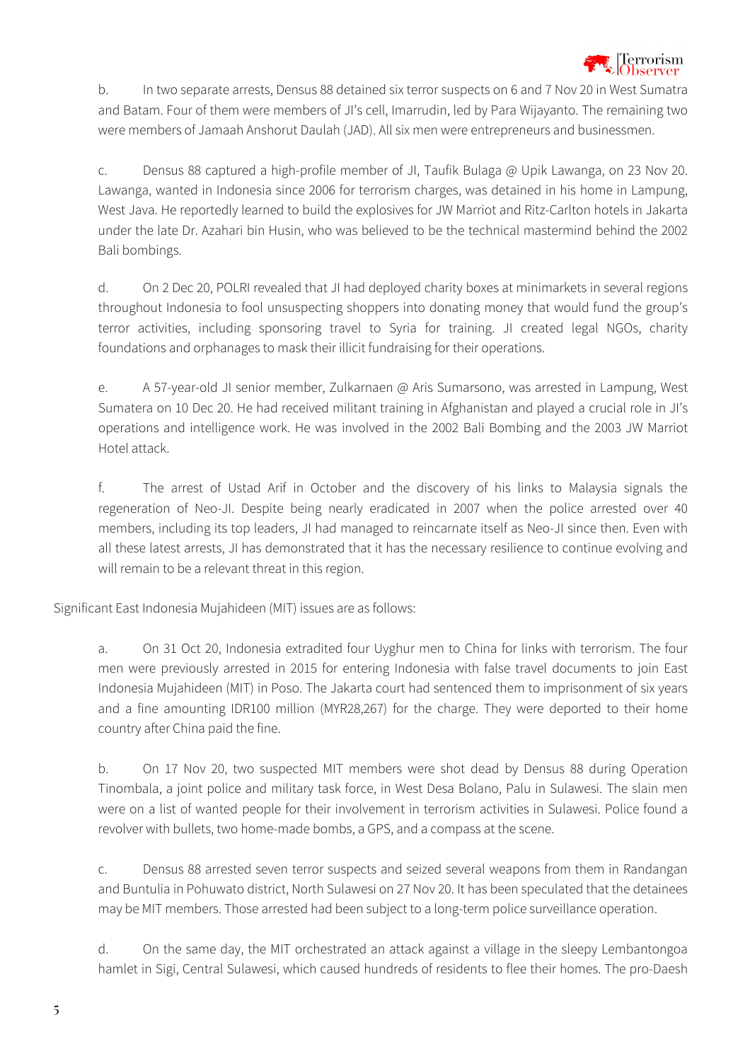b. In two separate arrests, Densus 88 detained six terror suspects on 6 and 7 Nov 20 in West Sumatra and Batam. Four of them were members of JI's cell, Imarrudin, led by Para Wijayanto. The remaining two were members of Jamaah Anshorut Daulah (JAD). All six men were entrepreneurs and businessmen.

c. Densus 88 captured a high-profile member of JI, Taufik Bulaga @ Upik Lawanga, on 23 Nov 20. Lawanga, wanted in Indonesia since 2006 for terrorism charges, was detained in his home in Lampung, West Java. He reportedly learned to build the explosives for JW Marriot and Ritz-Carlton hotels in Jakarta under the late Dr. Azahari bin Husin, who was believed to be the technical mastermind behind the 2002 Bali bombings.

d. On 2 Dec 20, POLRI revealed that JI had deployed charity boxes at minimarkets in several regions throughout Indonesia to fool unsuspecting shoppers into donating money that would fund the group's terror activities, including sponsoring travel to Syria for training. JI created legal NGOs, charity foundations and orphanages to mask their illicit fundraising for their operations.

e. A 57-year-old JI senior member, Zulkarnaen @ Aris Sumarsono, was arrested in Lampung, West Sumatera on 10 Dec 20. He had received militant training in Afghanistan and played a crucial role in JI's operations and intelligence work. He was involved in the 2002 Bali Bombing and the 2003 JW Marriot Hotel attack.

f. The arrest of Ustad Arif in October and the discovery of his links to Malaysia signals the regeneration of Neo-JI. Despite being nearly eradicated in 2007 when the police arrested over 40 members, including its top leaders, JI had managed to reincarnate itself as Neo-JI since then. Even with all these latest arrests, JI has demonstrated that it has the necessary resilience to continue evolving and will remain to be a relevant threat in this region.

Significant East Indonesia Mujahideen (MIT) issues are as follows:

a. On 31 Oct 20, Indonesia extradited four Uyghur men to China for links with terrorism. The four men were previously arrested in 2015 for entering Indonesia with false travel documents to join East Indonesia Mujahideen (MIT) in Poso. The Jakarta court had sentenced them to imprisonment of six years and a fine amounting IDR100 million (MYR28,267) for the charge. They were deported to their home country after China paid the fine.

b. On 17 Nov 20, two suspected MIT members were shot dead by Densus 88 during Operation Tinombala, a joint police and military task force, in West Desa Bolano, Palu in Sulawesi. The slain men were on a list of wanted people for their involvement in terrorism activities in Sulawesi. Police found a revolver with bullets, two home-made bombs, a GPS, and a compass at the scene.

c. Densus 88 arrested seven terror suspects and seized several weapons from them in Randangan and Buntulia in Pohuwato district, North Sulawesi on 27 Nov 20. It has been speculated that the detainees may be MIT members. Those arrested had been subject to a long-term police surveillance operation.

d. On the same day, the MIT orchestrated an attack against a village in the sleepy Lembantongoa hamlet in Sigi, Central Sulawesi, which caused hundreds of residents to flee their homes. The pro-Daesh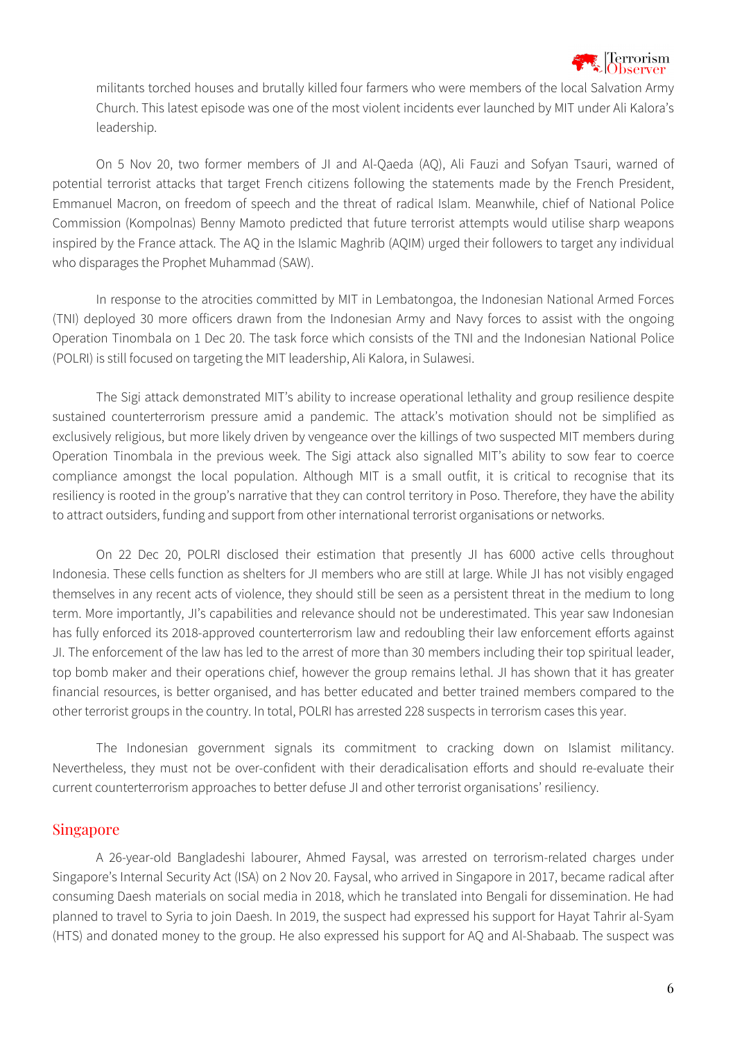militants torched houses and brutally killed four farmers who were members of the local Salvation Army Church. This latest episode was one of the most violent incidents ever launched by MIT under Ali Kalora's leadership.

On 5 Nov 20, two former members of JI and Al-Qaeda (AQ), Ali Fauzi and Sofyan Tsauri, warned of potential terrorist attacks that target French citizens following the statements made by the French President, Emmanuel Macron, on freedom of speech and the threat of radical Islam. Meanwhile, chief of National Police Commission (Kompolnas) Benny Mamoto predicted that future terrorist attempts would utilise sharp weapons inspired by the France attack. The AQ in the Islamic Maghrib (AQIM) urged their followers to target any individual who disparages the Prophet Muhammad (SAW).

In response to the atrocities committed by MIT in Lembatongoa, the Indonesian National Armed Forces (TNI) deployed 30 more officers drawn from the Indonesian Army and Navy forces to assist with the ongoing Operation Tinombala on 1 Dec 20. The task force which consists of the TNI and the Indonesian National Police (POLRI) is still focused on targeting the MIT leadership, Ali Kalora, in Sulawesi.

The Sigi attack demonstrated MIT's ability to increase operational lethality and group resilience despite sustained counterterrorism pressure amid a pandemic. The attack's motivation should not be simplified as exclusively religious, but more likely driven by vengeance over the killings of two suspected MIT members during Operation Tinombala in the previous week. The Sigi attack also signalled MIT's ability to sow fear to coerce compliance amongst the local population. Although MIT is a small outfit, it is critical to recognise that its resiliency is rooted in the group's narrative that they can control territory in Poso. Therefore, they have the ability to attract outsiders, funding and support from other international terrorist organisations or networks.

On 22 Dec 20, POLRI disclosed their estimation that presently JI has 6000 active cells throughout Indonesia. These cells function as shelters for JI members who are still at large. While JI has not visibly engaged themselves in any recent acts of violence, they should still be seen as a persistent threat in the medium to long term. More importantly, JI's capabilities and relevance should not be underestimated. This year saw Indonesian has fully enforced its 2018-approved counterterrorism law and redoubling their law enforcement efforts against JI. The enforcement of the law has led to the arrest of more than 30 members including their top spiritual leader, top bomb maker and their operations chief, however the group remains lethal. JI has shown that it has greater financial resources, is better organised, and has better educated and better trained members compared to the other terrorist groups in the country. In total, POLRI has arrested 228 suspects in terrorism cases this year.

The Indonesian government signals its commitment to cracking down on Islamist militancy. Nevertheless, they must not be over-confident with their deradicalisation efforts and should re-evaluate their current counterterrorism approaches to better defuse JI and other terrorist organisations' resiliency.

## Singapore

A 26-year-old Bangladeshi labourer, Ahmed Faysal, was arrested on terrorism-related charges under Singapore's Internal Security Act (ISA) on 2 Nov 20. Faysal, who arrived in Singapore in 2017, became radical after consuming Daesh materials on social media in 2018, which he translated into Bengali for dissemination. He had planned to travel to Syria to join Daesh. In 2019, the suspect had expressed his support for Hayat Tahrir al-Syam (HTS) and donated money to the group. He also expressed his support for AQ and Al-Shabaab. The suspect was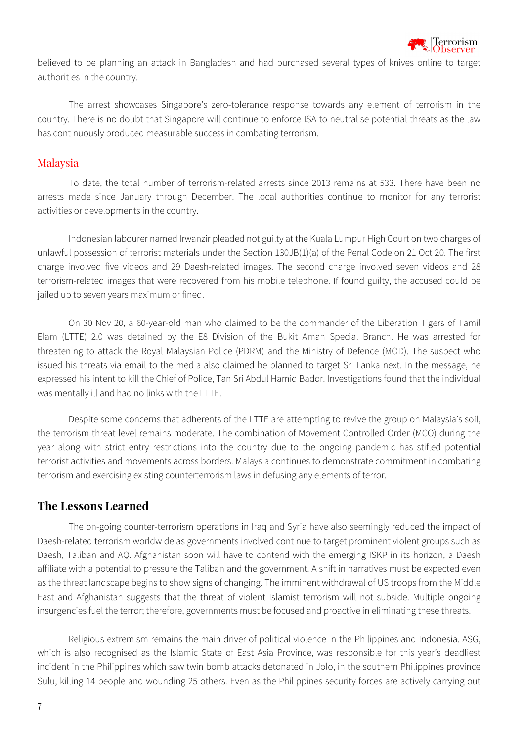believed to be planning an attack in Bangladesh and had purchased several types of knives online to target authorities in the country.

The arrest showcases Singapore's zero-tolerance response towards any element of terrorism in the country. There is no doubt that Singapore will continue to enforce ISA to neutralise potential threats as the law has continuously produced measurable success in combating terrorism.

### Malaysia

To date, the total number of terrorism-related arrests since 2013 remains at 533. There have been no arrests made since January through December. The local authorities continue to monitor for any terrorist activities or developments in the country.

Indonesian labourer named Irwanzir pleaded not guilty at the Kuala Lumpur High Court on two charges of unlawful possession of terrorist materials under the Section 130JB(1)(a) of the Penal Code on 21 Oct 20. The first charge involved five videos and 29 Daesh-related images. The second charge involved seven videos and 28 terrorism-related images that were recovered from his mobile telephone. If found guilty, the accused could be jailed up to seven years maximum or fined.

On 30 Nov 20, a 60-year-old man who claimed to be the commander of the Liberation Tigers of Tamil Elam (LTTE) 2.0 was detained by the E8 Division of the Bukit Aman Special Branch. He was arrested for threatening to attack the Royal Malaysian Police (PDRM) and the Ministry of Defence (MOD). The suspect who issued his threats via email to the media also claimed he planned to target Sri Lanka next. In the message, he expressed his intent to kill the Chief of Police, Tan Sri Abdul Hamid Bador. Investigations found that the individual was mentally ill and had no links with the LTTE.

Despite some concerns that adherents of the LTTE are attempting to revive the group on Malaysia's soil, the terrorism threat level remains moderate. The combination of Movement Controlled Order (MCO) during the year along with strict entry restrictions into the country due to the ongoing pandemic has stifled potential terrorist activities and movements across borders. Malaysia continues to demonstrate commitment in combating terrorism and exercising existing counterterrorism laws in defusing any elements of terror.

## The Lessons Learned

The on-going counter-terrorism operations in Iraq and Syria have also seemingly reduced the impact of Daesh-related terrorism worldwide as governments involved continue to target prominent violent groups such as Daesh, Taliban and AQ. Afghanistan soon will have to contend with the emerging ISKP in its horizon, a Daesh affiliate with a potential to pressure the Taliban and the government. A shift in narratives must be expected even as the threat landscape begins to show signs of changing. The imminent withdrawal of US troops from the Middle East and Afghanistan suggests that the threat of violent Islamist terrorism will not subside. Multiple ongoing insurgencies fuel the terror; therefore, governments must be focused and proactive in eliminating these threats.

Religious extremism remains the main driver of political violence in the Philippines and Indonesia. ASG, which is also recognised as the Islamic State of East Asia Province, was responsible for this year's deadliest incident in the Philippines which saw twin bomb attacks detonated in Jolo, in the southern Philippines province Sulu, killing 14 people and wounding 25 others. Even as the Philippines security forces are actively carrying out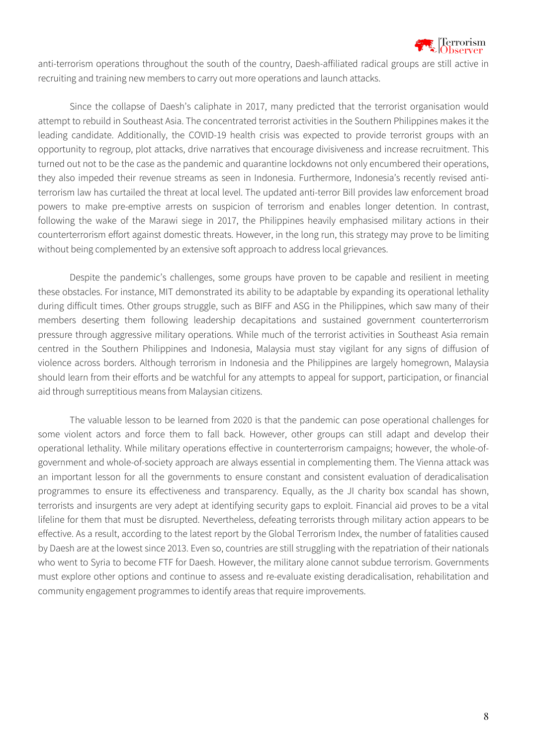anti-terrorism operations throughout the south of the country, Daesh-affiliated radical groups are still active in recruiting and training new members to carry out more operations and launch attacks.

Since the collapse of Daesh's caliphate in 2017, many predicted that the terrorist organisation would attempt to rebuild in Southeast Asia. The concentrated terrorist activities in the Southern Philippines makes it the leading candidate. Additionally, the COVID-19 health crisis was expected to provide terrorist groups with an opportunity to regroup, plot attacks, drive narratives that encourage divisiveness and increase recruitment. This turned out not to be the case as the pandemic and quarantine lockdowns not only encumbered their operations, they also impeded their revenue streams as seen in Indonesia. Furthermore, Indonesia's recently revised anti-terrorism law has curtailed the threat at local level. The updated anti-terror Bill provides law enforcement broad powers to make pre-emptive arrests on suspicion of terrorism and enables longer detention. In contrast, following the wake of the Marawi siege in 2017, the Philippines heavily emphasised military actions in their counterterrorism effort against domestic threats. However, in the long run, this strategy may prove to be limiting without being complemented by an extensive soft approach to address local grievances.

Despite the pandemic's challenges, some groups have proven to be capable and resilient in meeting these obstacles. For instance, MIT demonstrated its ability to be adaptable by expanding its operational lethality during difficult times. Other groups struggle, such as BIFF and ASG in the Philippines, which saw many of their members deserting them following leadership decapitations and sustained government counterterrorism pressure through aggressive military operations. While much of the terrorist activities in Southeast Asia remain centred in the Southern Philippines and Indonesia, Malaysia must stay vigilant for any signs of diffusion of violence across borders. Although terrorism in Indonesia and the Philippines are largely homegrown, Malaysia should learn from their efforts and be watchful for any attempts to appeal for support, participation, or financial aid through surreptitious means from Malaysian citizens.

The valuable lesson to be learned from 2020 is that the pandemic can pose operational challenges for some violent actors and force them to fall back. However, other groups can still adapt and develop their operational lethality. While military operations effective in counterterrorism campaigns; however, the whole-of-government and whole-of-society approach are always essential in complementing them. The Vienna attack was an important lesson for all the governments to ensure constant and consistent evaluation of deradicalisation programmes to ensure its effectiveness and transparency. Equally, as the JI charity box scandal has shown, terrorists and insurgents are very adept at identifying security gaps to exploit. Financial aid proves to be a vital lifeline for them that must be disrupted. Nevertheless, defeating terrorists through military action appears to be effective. As a result, according to the latest report by the Global Terrorism Index, the number of fatalities caused by Daesh are at the lowest since 2013. Even so, countries are still struggling with the repatriation of their nationals who went to Syria to become FTF for Daesh. However, the military alone cannot subdue terrorism. Governments must explore other options and continue to assess and re-evaluate existing deradicalisation, rehabilitation and community engagement programmes to identify areas that require improvements.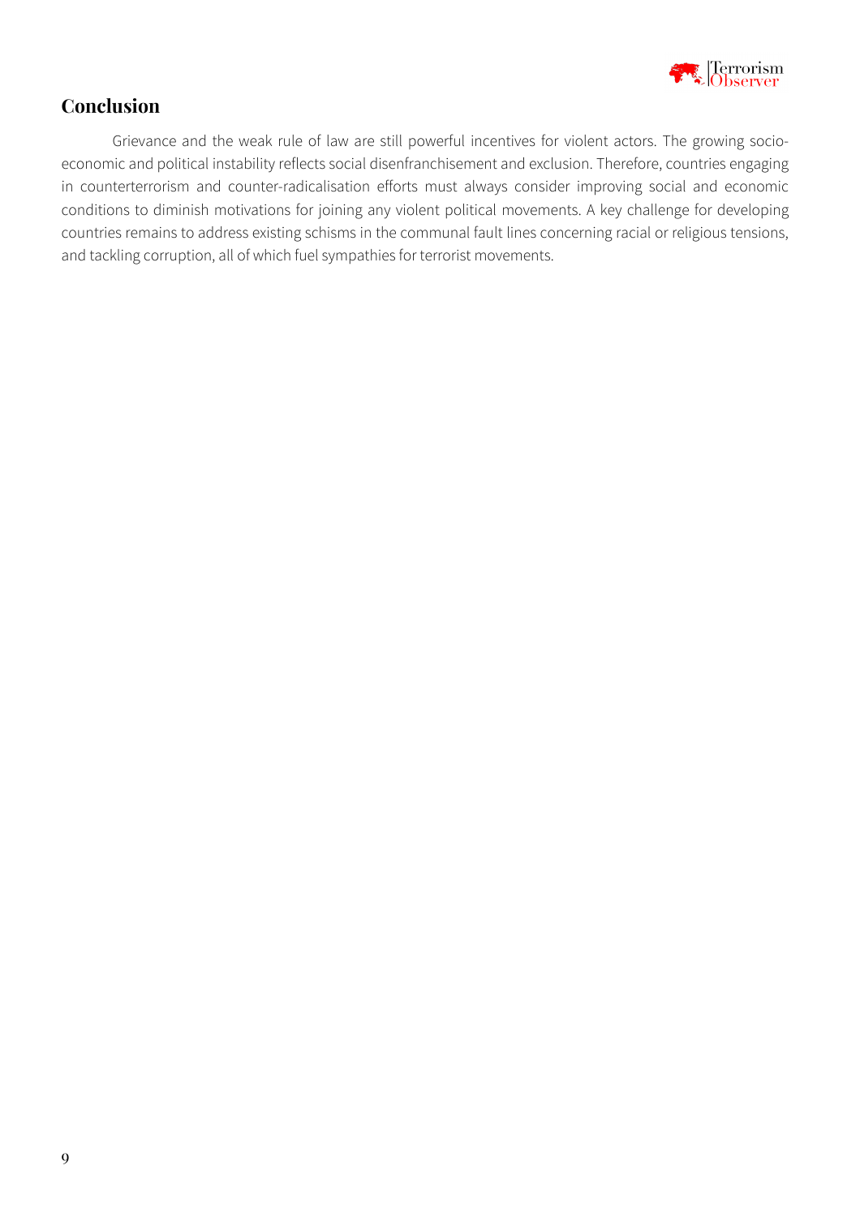## Conclusion

Grievance and the weak rule of law are still powerful incentives for violent actors. The growing socio-economic and political instability reflects social disenfranchisement and exclusion. Therefore, countries engaging in counterterrorism and counter-radicalisation efforts must always consider improving social and economic conditions to diminish motivations for joining any violent political movements. A key challenge for developing countries remains to address existing schisms in the communal fault lines concerning racial or religious tensions, and tackling corruption, all of which fuel sympathies for terrorist movements.